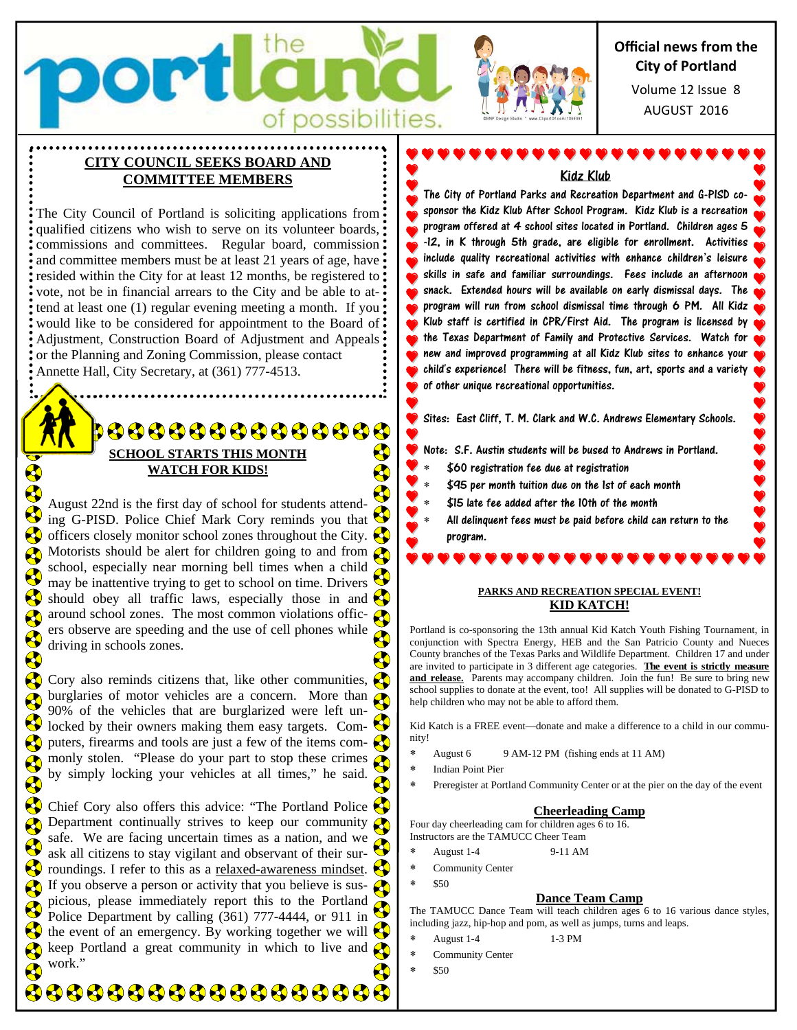# the portland of possibilities.

**Official news from the City of Portland**

Volume 12 Issue 8
AUGUST 2016

## CITY COUNCIL SEEKS BOARD AND COMMITTEE MEMBERS

The City Council of Portland is soliciting applications from qualified citizens who wish to serve on its volunteer boards, commissions and committees. Regular board, commission and committee members must be at least 21 years of age, have resided within the City for at least 12 months, be registered to vote, not be in financial arrears to the City and be able to attend at least one (1) regular evening meeting a month. If you would like to be considered for appointment to the Board of Adjustment, Construction Board of Adjustment and Appeals or the Planning and Zoning Commission, please contact Annette Hall, City Secretary, at (361) 777-4513.

## SCHOOL STARTS THIS MONTH WATCH FOR KIDS!

August 22nd is the first day of school for students attending G-PISD. Police Chief Mark Cory reminds you that officers closely monitor school zones throughout the City. Motorists should be alert for children going to and from school, especially near morning bell times when a child may be inattentive trying to get to school on time. Drivers should obey all traffic laws, especially those in and around school zones. The most common violations officers observe are speeding and the use of cell phones while driving in schools zones.

Cory also reminds citizens that, like other communities, burglaries of motor vehicles are a concern. More than 90% of the vehicles that are burglarized were left unlocked by their owners making them easy targets. Computers, firearms and tools are just a few of the items commonly stolen. "Please do your part to stop these crimes by simply locking your vehicles at all times," he said.

Chief Cory also offers this advice: "The Portland Police Department continually strives to keep our community safe. We are facing uncertain times as a nation, and we ask all citizens to stay vigilant and observant of their surroundings. I refer to this as a relaxed-awareness mindset. If you observe a person or activity that you believe is suspicious, please immediately report this to the Portland Police Department by calling (361) 777-4444, or 911 in the event of an emergency. By working together we will keep Portland a great community in which to live and work."

## Kidz Klub

The City of Portland Parks and Recreation Department and G-PISD co-sponsor the Kidz Klub After School Program. Kidz Klub is a recreation program offered at 4 school sites located in Portland. Children ages 5 -12, in K through 5th grade, are eligible for enrollment. Activities include quality recreational activities with enhance children's leisure skills in safe and familiar surroundings. Fees include an afternoon snack. Extended hours will be available on early dismissal days. The program will run from school dismissal time through 6 PM. All Kidz Klub staff is certified in CPR/First Aid. The program is licensed by the Texas Department of Family and Protective Services. Watch for new and improved programming at all Kidz Klub sites to enhance your child's experience! There will be fitness, fun, art, sports and a variety of other unique recreational opportunities.

Sites: East Cliff, T. M. Clark and W.C. Andrews Elementary Schools.

Note: S.F. Austin students will be bused to Andrews in Portland.

* $60 registration fee due at registration
* $95 per month tuition due on the 1st of each month
* $15 late fee added after the 10th of the month
* All delinquent fees must be paid before child can return to the program.

### PARKS AND RECREATION SPECIAL EVENT!

## KID KATCH!

Portland is co-sponsoring the 13th annual Kid Katch Youth Fishing Tournament, in conjunction with Spectra Energy, HEB and the San Patricio County and Nueces County branches of the Texas Parks and Wildlife Department. Children 17 and under are invited to participate in 3 different age categories. **The event is strictly measure and release.** Parents may accompany children. Join the fun! Be sure to bring new school supplies to donate at the event, too! All supplies will be donated to G-PISD to help children who may not be able to afford them.

Kid Katch is a FREE event—donate and make a difference to a child in our community!

* August 6 9 AM-12 PM (fishing ends at 11 AM)
* Indian Point Pier
* Preregister at Portland Community Center or at the pier on the day of the event

### Cheerleading Camp

Four day cheerleading cam for children ages 6 to 16.
Instructors are the TAMUCC Cheer Team

* August 1-4 9-11 AM
* Community Center
* $50

### Dance Team Camp

The TAMUCC Dance Team will teach children ages 6 to 16 various dance styles, including jazz, hip-hop and power, as well as jumps, turns and leaps.

* August 1-4 1-3 PM
* Community Center
* $50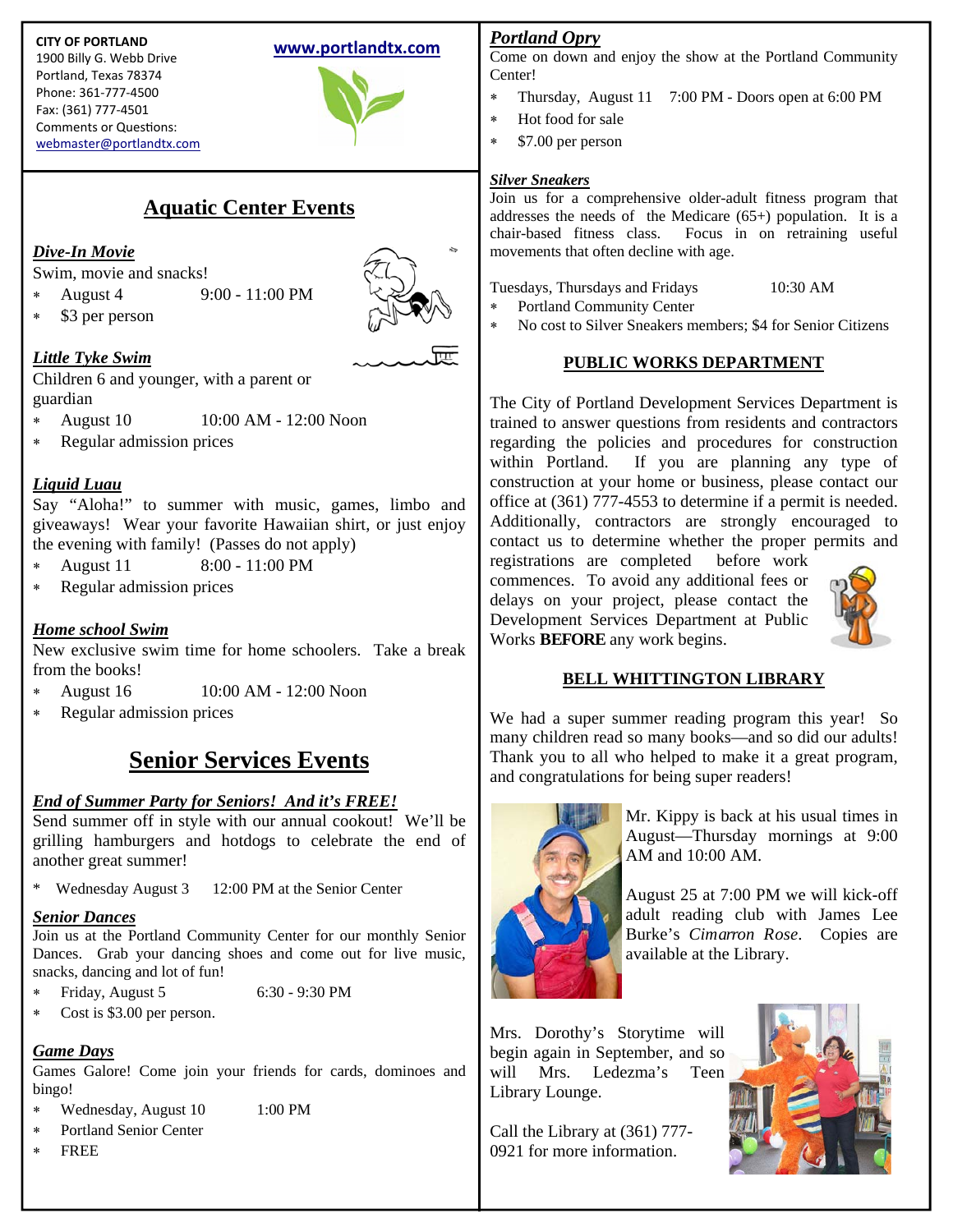**CITY OF PORTLAND**
1900 Billy G. Webb Drive
Portland, Texas 78374
Phone: 361-777-4500
Fax: (361) 777-4501
Comments or Questions:
webmaster@portlandtx.com

**www.portlandtx.com**

## Aquatic Center Events

### *Dive-In Movie*

Swim, movie and snacks!

- August 4 9:00 - 11:00 PM
- $3 per person

### *Little Tyke Swim*

Children 6 and younger, with a parent or guardian

- August 10 10:00 AM - 12:00 Noon
- Regular admission prices

### *Liquid Luau*

Say "Aloha!" to summer with music, games, limbo and giveaways! Wear your favorite Hawaiian shirt, or just enjoy the evening with family! (Passes do not apply)

- August 11 8:00 - 11:00 PM
- Regular admission prices

### *Home school Swim*

New exclusive swim time for home schoolers. Take a break from the books!

- August 16 10:00 AM - 12:00 Noon
- Regular admission prices

## Senior Services Events

### *End of Summer Party for Seniors! And it's FREE!*

Send summer off in style with our annual cookout! We'll be grilling hamburgers and hotdogs to celebrate the end of another great summer!

- Wednesday August 3 12:00 PM at the Senior Center

### *Senior Dances*

Join us at the Portland Community Center for our monthly Senior Dances. Grab your dancing shoes and come out for live music, snacks, dancing and lot of fun!

- Friday, August 5 6:30 - 9:30 PM
- Cost is $3.00 per person.

### *Game Days*

Games Galore! Come join your friends for cards, dominoes and bingo!

- Wednesday, August 10 1:00 PM
- Portland Senior Center
- FREE

### *Portland Opry*

Come on down and enjoy the show at the Portland Community Center!

- Thursday, August 11 7:00 PM - Doors open at 6:00 PM
- Hot food for sale
- $7.00 per person

### *Silver Sneakers*

Join us for a comprehensive older-adult fitness program that addresses the needs of the Medicare (65+) population. It is a chair-based fitness class. Focus in on retraining useful movements that often decline with age.

Tuesdays, Thursdays and Fridays 10:30 AM

- Portland Community Center
- No cost to Silver Sneakers members; $4 for Senior Citizens

## PUBLIC WORKS DEPARTMENT

The City of Portland Development Services Department is trained to answer questions from residents and contractors regarding the policies and procedures for construction within Portland. If you are planning any type of construction at your home or business, please contact our office at (361) 777-4553 to determine if a permit is needed. Additionally, contractors are strongly encouraged to contact us to determine whether the proper permits and registrations are completed before work commences. To avoid any additional fees or delays on your project, please contact the Development Services Department at Public Works **BEFORE** any work begins.

## BELL WHITTINGTON LIBRARY

We had a super summer reading program this year! So many children read so many books—and so did our adults! Thank you to all who helped to make it a great program, and congratulations for being super readers!

Mr. Kippy is back at his usual times in August—Thursday mornings at 9:00 AM and 10:00 AM.

August 25 at 7:00 PM we will kick-off adult reading club with James Lee Burke's *Cimarron Rose*. Copies are available at the Library.

Mrs. Dorothy's Storytime will begin again in September, and so will Mrs. Ledezma's Teen Library Lounge.

Call the Library at (361) 777-0921 for more information.